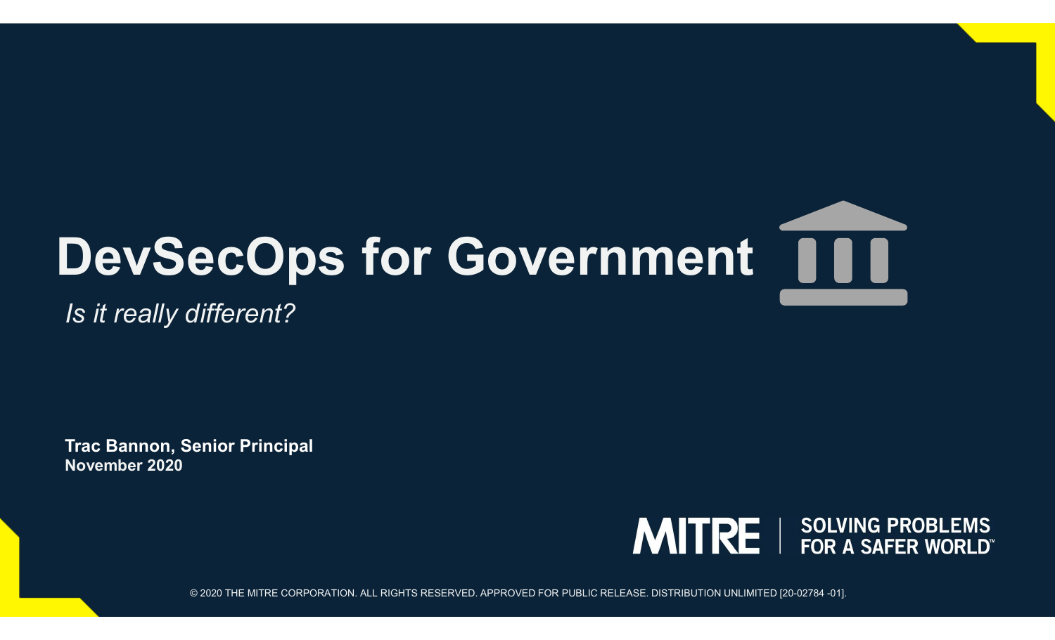# DevSecOps for Government

*Is it really different?*

**Trac Bannon, Senior Principal**
**November 2020**

MITRE | SOLVING PROBLEMS FOR A SAFER WORLD™

© 2020 THE MITRE CORPORATION. ALL RIGHTS RESERVED. APPROVED FOR PUBLIC RELEASE. DISTRIBUTION UNLIMITED [20-02784 -01].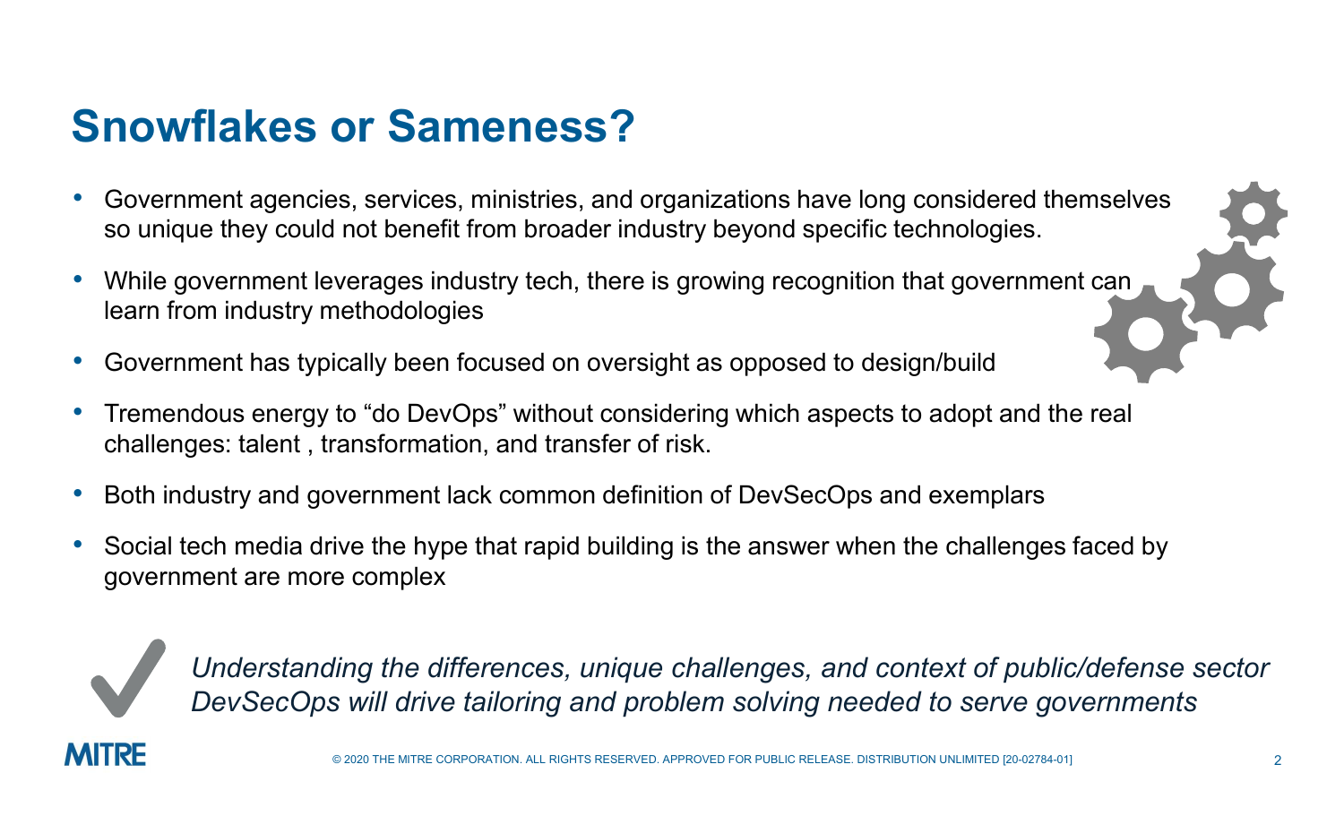# Snowflakes or Sameness?

- Government agencies, services, ministries, and organizations have long considered themselves so unique they could not benefit from broader industry beyond specific technologies.
- While government leverages industry tech, there is growing recognition that government can learn from industry methodologies
- Government has typically been focused on oversight as opposed to design/build
- Tremendous energy to "do DevOps" without considering which aspects to adopt and the real challenges: talent , transformation, and transfer of risk.
- Both industry and government lack common definition of DevSecOps and exemplars
- Social tech media drive the hype that rapid building is the answer when the challenges faced by government are more complex

*Understanding the differences, unique challenges, and context of public/defense sector DevSecOps will drive tailoring and problem solving needed to serve governments*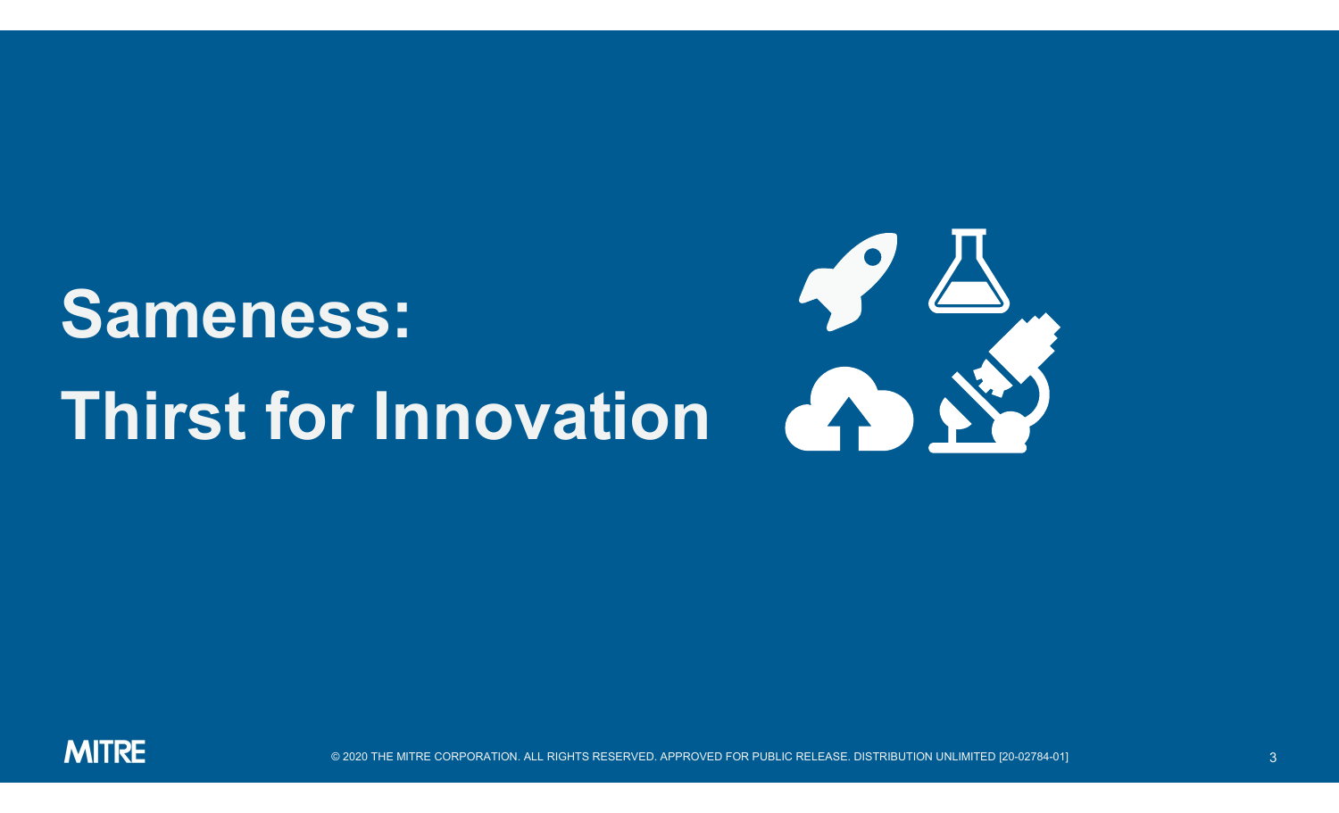# Sameness:
# Thirst for Innovation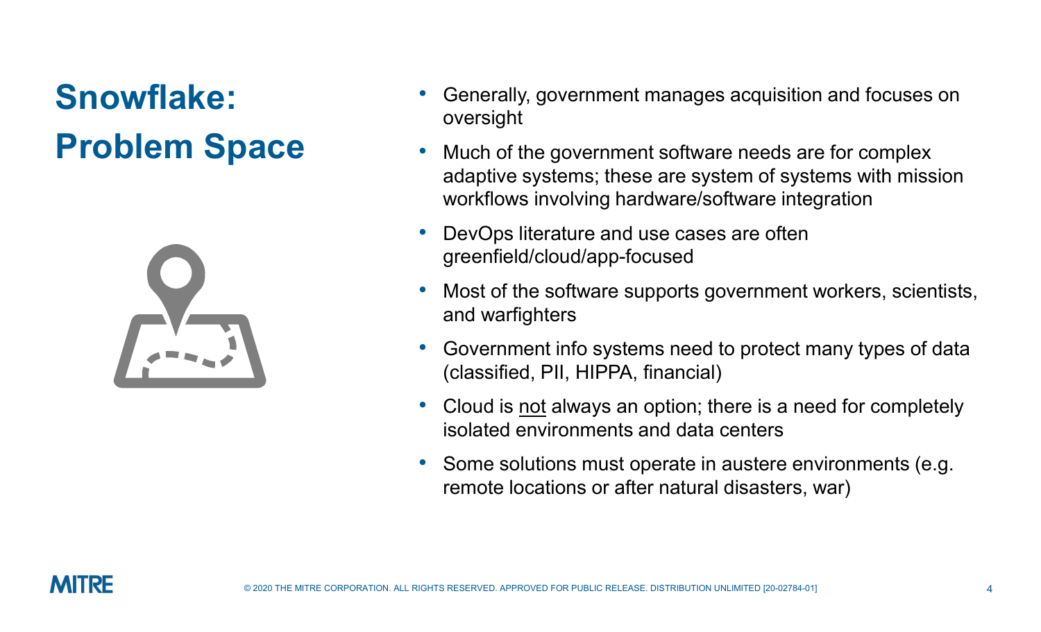# Snowflake: Problem Space

- Generally, government manages acquisition and focuses on oversight
- Much of the government software needs are for complex adaptive systems; these are system of systems with mission workflows involving hardware/software integration
- DevOps literature and use cases are often greenfield/cloud/app-focused
- Most of the software supports government workers, scientists, and warfighters
- Government info systems need to protect many types of data (classified, PII, HIPPA, financial)
- Cloud is <u>not</u> always an option; there is a need for completely isolated environments and data centers
- Some solutions must operate in austere environments (e.g. remote locations or after natural disasters, war)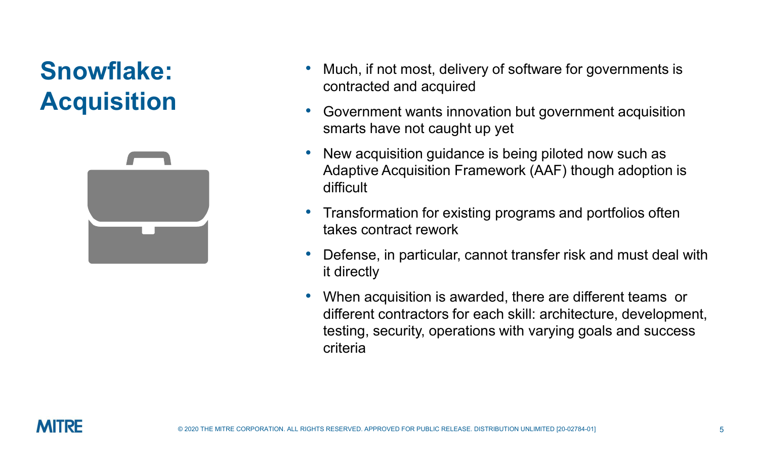# Snowflake: Acquisition

- Much, if not most, delivery of software for governments is contracted and acquired
- Government wants innovation but government acquisition smarts have not caught up yet
- New acquisition guidance is being piloted now such as Adaptive Acquisition Framework (AAF) though adoption is difficult
- Transformation for existing programs and portfolios often takes contract rework
- Defense, in particular, cannot transfer risk and must deal with it directly
- When acquisition is awarded, there are different teams or different contractors for each skill: architecture, development, testing, security, operations with varying goals and success criteria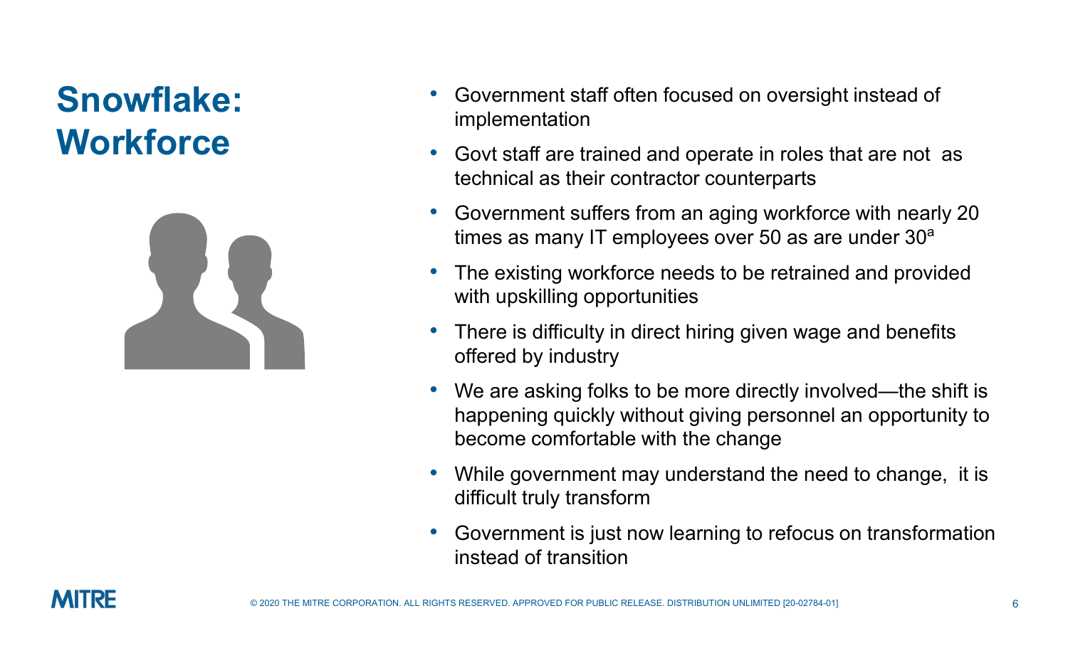# Snowflake: Workforce

- Government staff often focused on oversight instead of implementation
- Govt staff are trained and operate in roles that are not  as technical as their contractor counterparts
- Government suffers from an aging workforce with nearly 20 times as many IT employees over 50 as are under 30[a]
- The existing workforce needs to be retrained and provided with upskilling opportunities
- There is difficulty in direct hiring given wage and benefits offered by industry
- We are asking folks to be more directly involved—the shift is happening quickly without giving personnel an opportunity to become comfortable with the change
- While government may understand the need to change,  it is difficult truly transform
- Government is just now learning to refocus on transformation instead of transition

© 2020 THE MITRE CORPORATION. ALL RIGHTS RESERVED. APPROVED FOR PUBLIC RELEASE. DISTRIBUTION UNLIMITED [20-02784-01]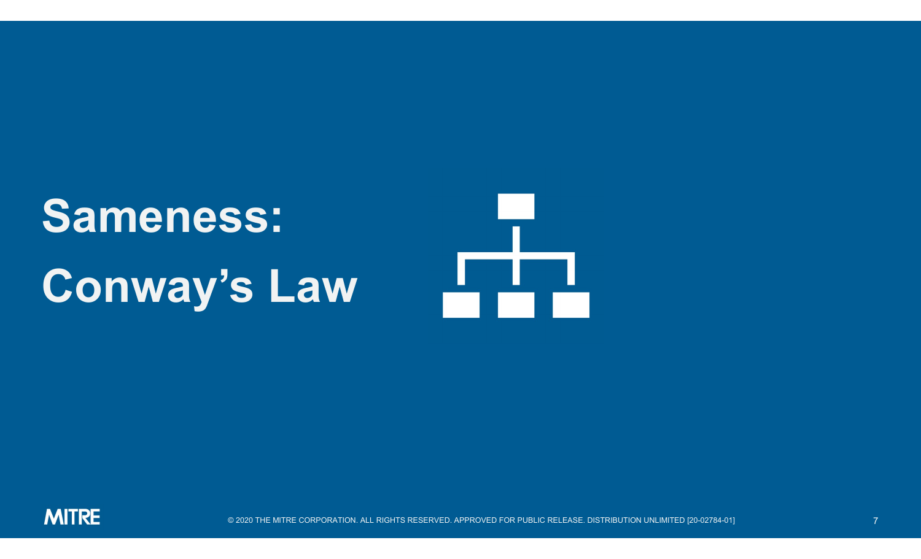# Sameness: Conway's Law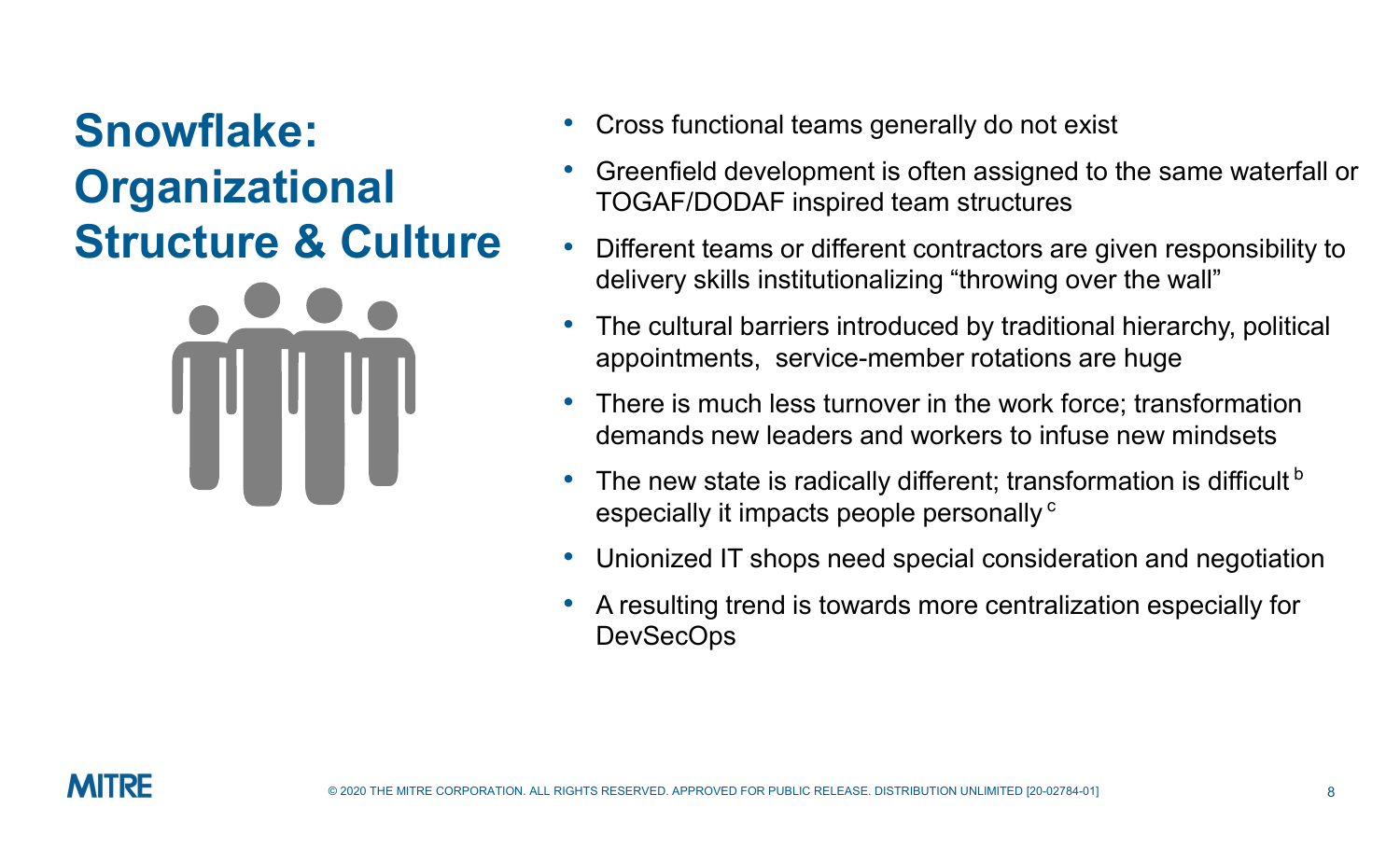# Snowflake: Organizational Structure & Culture

- Cross functional teams generally do not exist
- Greenfield development is often assigned to the same waterfall or TOGAF/DODAF inspired team structures
- Different teams or different contractors are given responsibility to delivery skills institutionalizing “throwing over the wall”
- The cultural barriers introduced by traditional hierarchy, political appointments, service-member rotations are huge
- There is much less turnover in the work force; transformation demands new leaders and workers to infuse new mindsets
- The new state is radically different; transformation is difficult [b] especially it impacts people personally [c]
- Unionized IT shops need special consideration and negotiation
- A resulting trend is towards more centralization especially for DevSecOps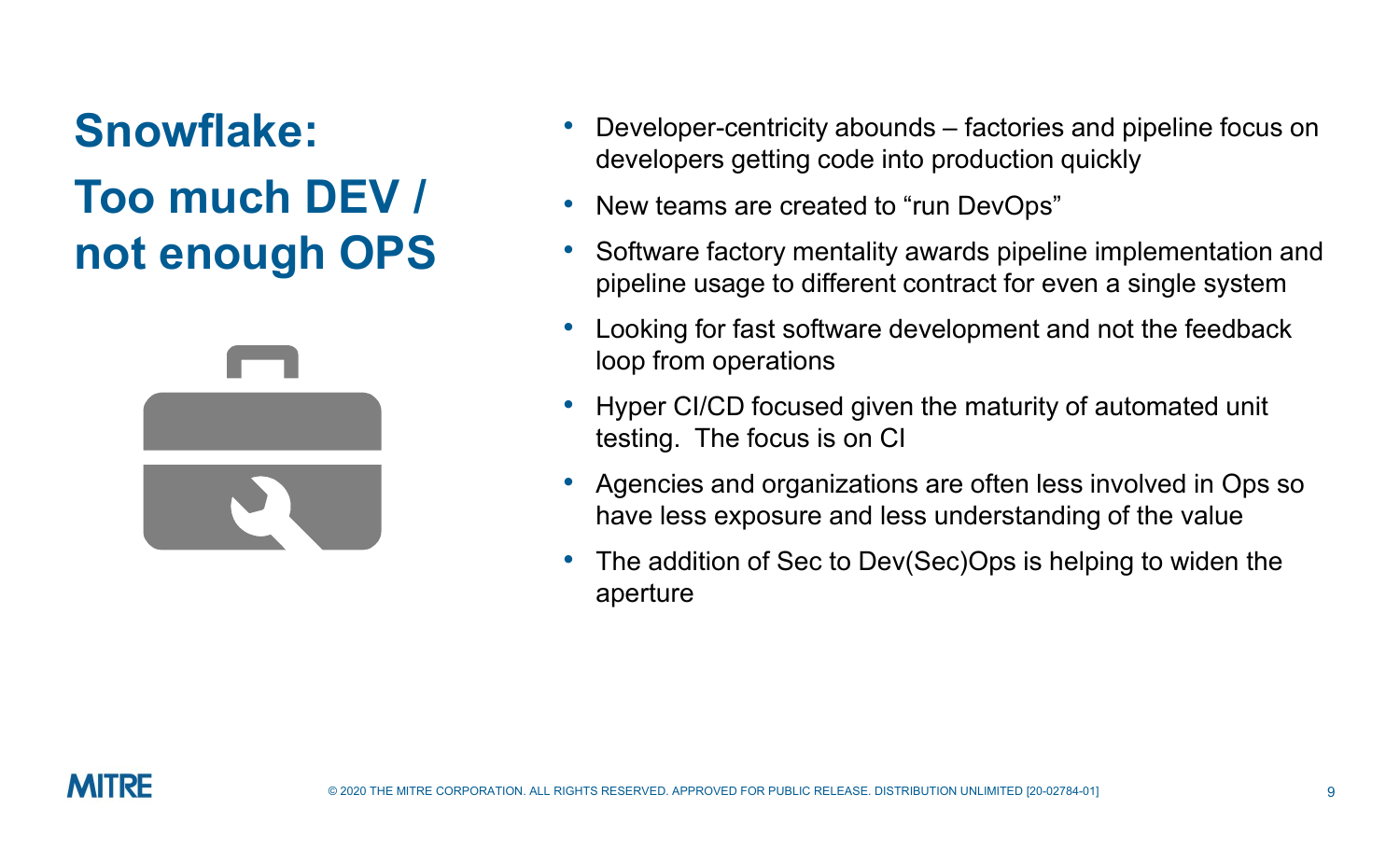# Snowflake: Too much DEV / not enough OPS

- Developer-centricity abounds – factories and pipeline focus on developers getting code into production quickly
- New teams are created to "run DevOps"
- Software factory mentality awards pipeline implementation and pipeline usage to different contract for even a single system
- Looking for fast software development and not the feedback loop from operations
- Hyper CI/CD focused given the maturity of automated unit testing. The focus is on CI
- Agencies and organizations are often less involved in Ops so have less exposure and less understanding of the value
- The addition of Sec to Dev(Sec)Ops is helping to widen the aperture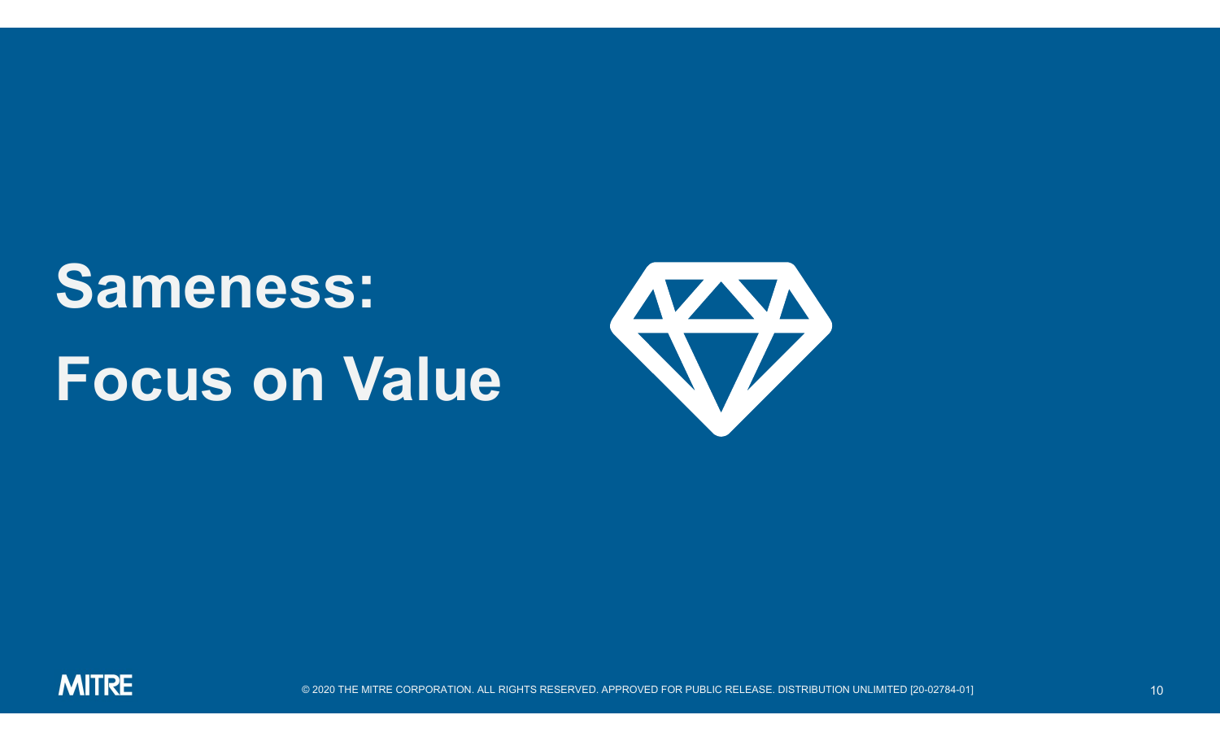# Sameness: Focus on Value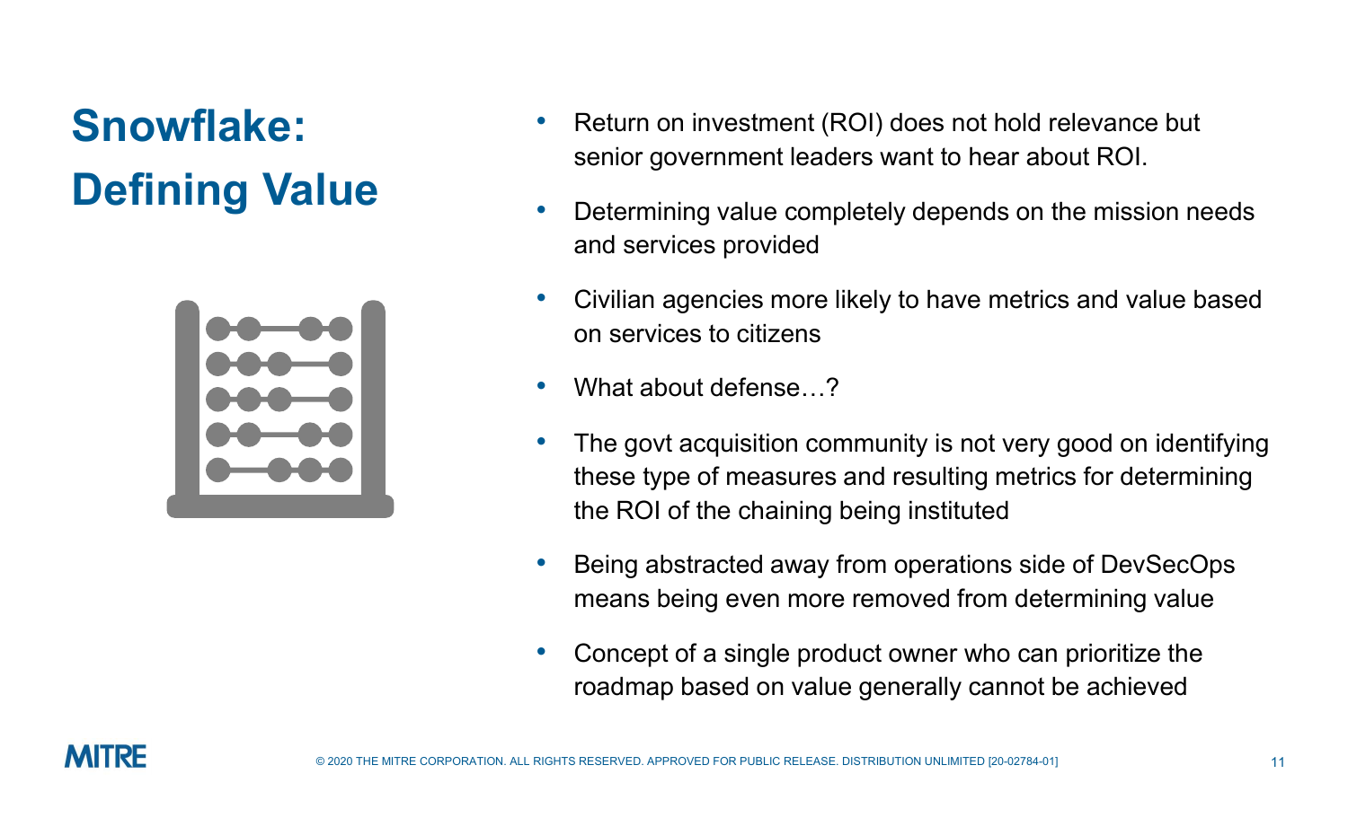# Snowflake: Defining Value

- Return on investment (ROI) does not hold relevance but senior government leaders want to hear about ROI.
- Determining value completely depends on the mission needs and services provided
- Civilian agencies more likely to have metrics and value based on services to citizens
- What about defense…?
- The govt acquisition community is not very good on identifying these type of measures and resulting metrics for determining the ROI of the chaining being instituted
- Being abstracted away from operations side of DevSecOps means being even more removed from determining value
- Concept of a single product owner who can prioritize the roadmap based on value generally cannot be achieved

© 2020 THE MITRE CORPORATION. ALL RIGHTS RESERVED. APPROVED FOR PUBLIC RELEASE. DISTRIBUTION UNLIMITED [20-02784-01]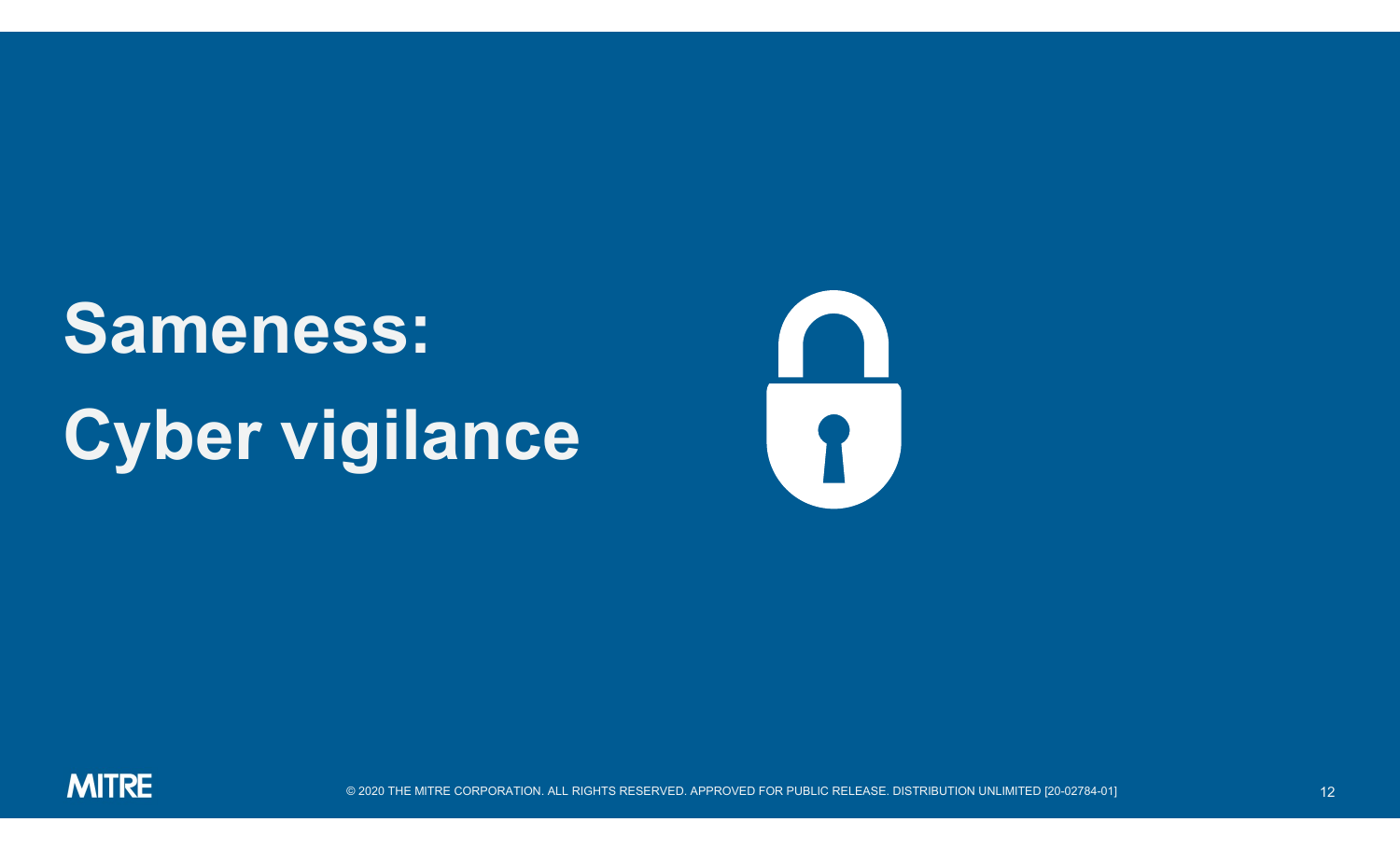# Sameness: Cyber vigilance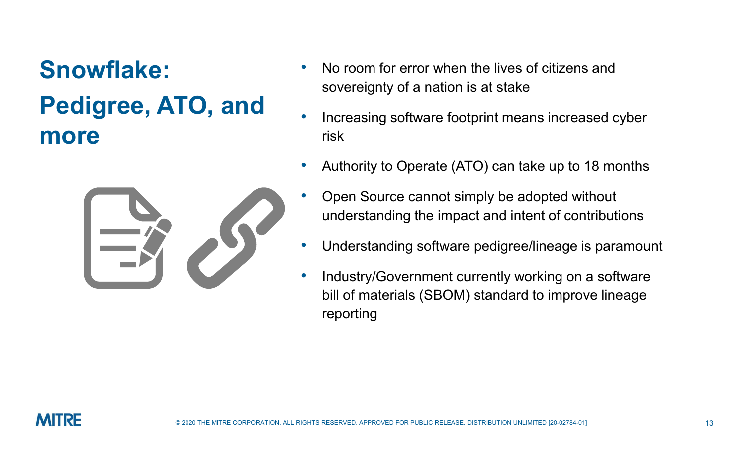# Snowflake: Pedigree, ATO, and more

- No room for error when the lives of citizens and sovereignty of a nation is at stake
- Increasing software footprint means increased cyber risk
- Authority to Operate (ATO) can take up to 18 months
- Open Source cannot simply be adopted without understanding the impact and intent of contributions
- Understanding software pedigree/lineage is paramount
- Industry/Government currently working on a software bill of materials (SBOM) standard to improve lineage reporting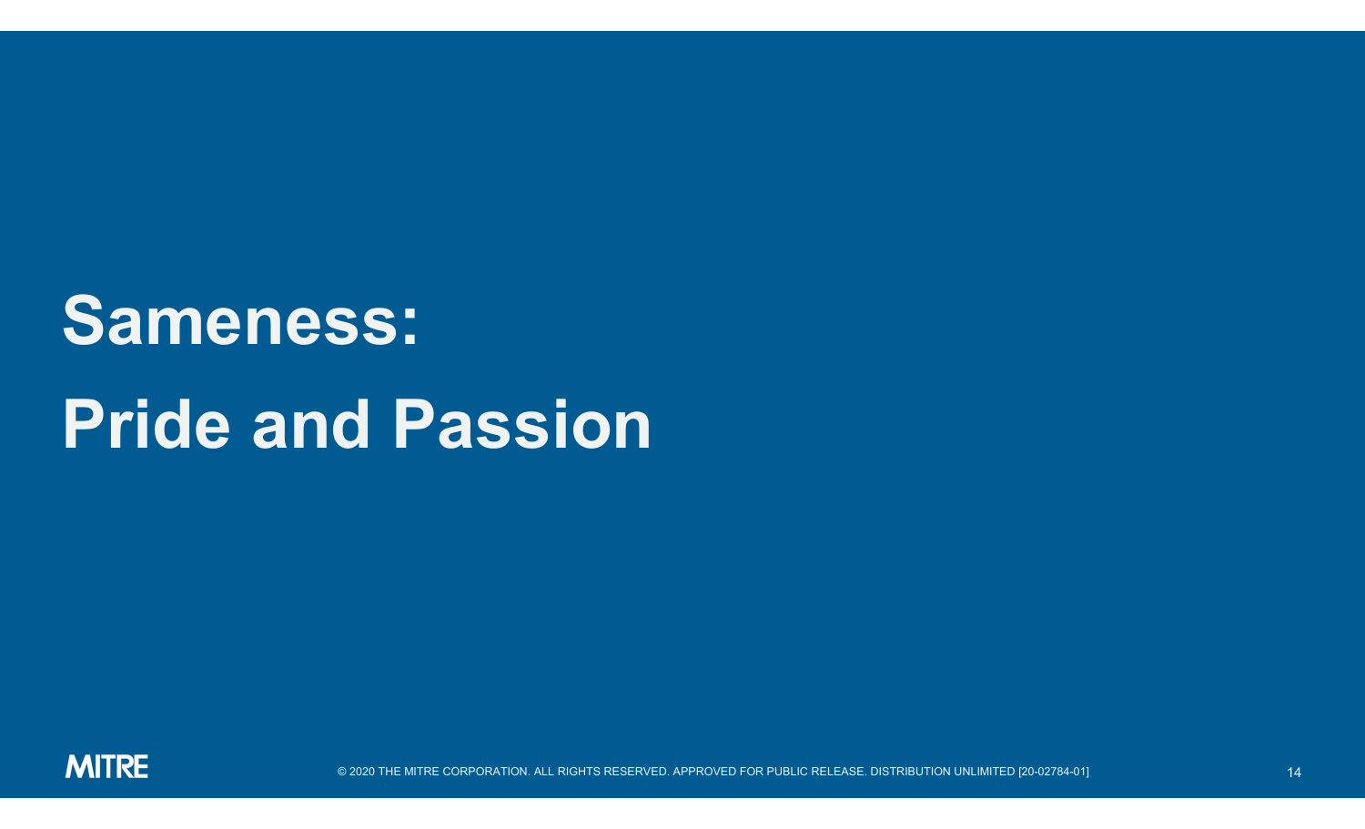# Sameness:
# Pride and Passion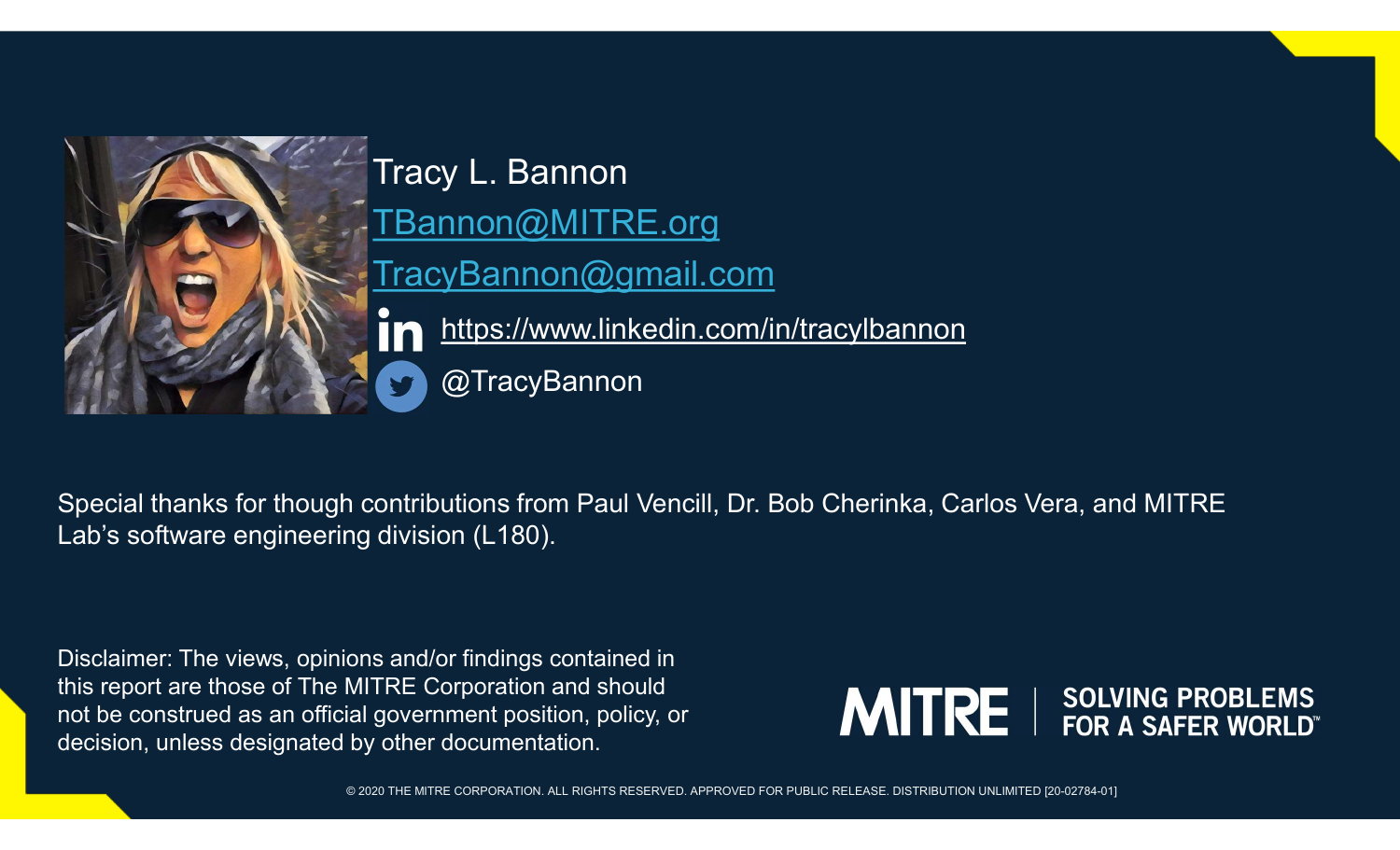Tracy L. Bannon

TBannon@MITRE.org

TracyBannon@gmail.com

https://www.linkedin.com/in/tracylbannon

@TracyBannon

Special thanks for though contributions from Paul Vencill, Dr. Bob Cherinka, Carlos Vera, and MITRE Lab's software engineering division (L180).

Disclaimer: The views, opinions and/or findings contained in this report are those of The MITRE Corporation and should not be construed as an official government position, policy, or decision, unless designated by other documentation.

MITRE | SOLVING PROBLEMS FOR A SAFER WORLD™

© 2020 THE MITRE CORPORATION. ALL RIGHTS RESERVED. APPROVED FOR PUBLIC RELEASE. DISTRIBUTION UNLIMITED [20-02784-01]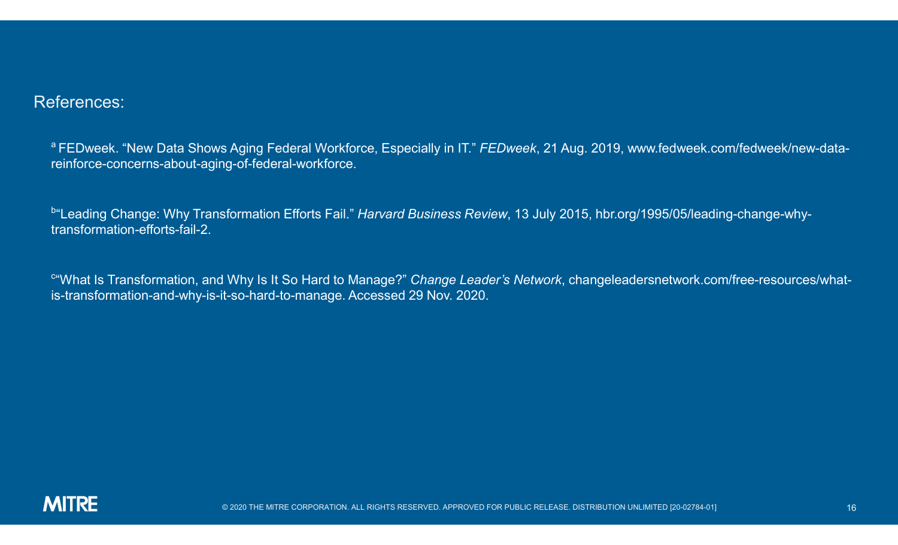## References:

[a] FEDweek. “New Data Shows Aging Federal Workforce, Especially in IT.” *FEDweek*, 21 Aug. 2019, www.fedweek.com/fedweek/new-data-reinforce-concerns-about-aging-of-federal-workforce.

[b] “Leading Change: Why Transformation Efforts Fail.” *Harvard Business Review*, 13 July 2015, hbr.org/1995/05/leading-change-why-transformation-efforts-fail-2.

[c] “What Is Transformation, and Why Is It So Hard to Manage?” *Change Leader’s Network*, changeleadersnetwork.com/free-resources/what-is-transformation-and-why-is-it-so-hard-to-manage. Accessed 29 Nov. 2020.

© 2020 THE MITRE CORPORATION. ALL RIGHTS RESERVED. APPROVED FOR PUBLIC RELEASE. DISTRIBUTION UNLIMITED [20-02784-01]